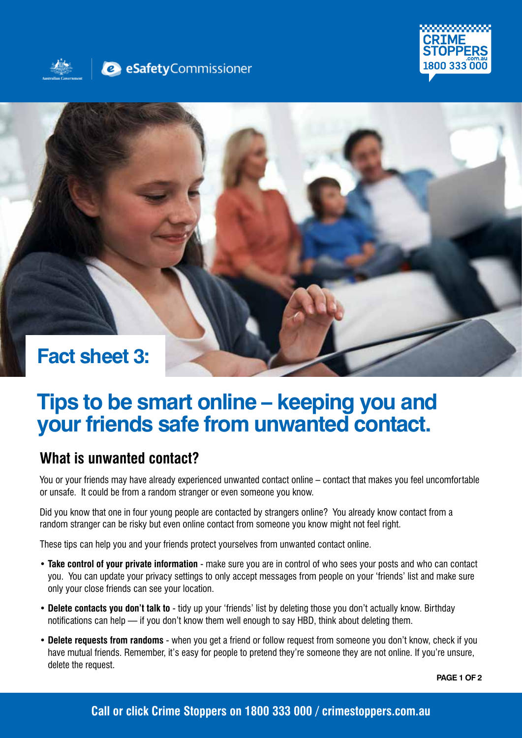## Fact sheet 3:

# Tips to be smart online – keeping you and your friends safe from unwanted contact.

## What is unwanted contact?

You or your friends may have already experienced unwanted contact online – contact that makes you feel uncomfortable or unsafe. It could be from a random stranger or even someone you know.

Did you know that one in four young people are contacted by strangers online? You already know contact from a random stranger can be risky but even online contact from someone you know might not feel right.

These tips can help you and your friends protect yourselves from unwanted contact online.

- **Take control of your private information** - make sure you are in control of who sees your posts and who can contact you. You can update your privacy settings to only accept messages from people on your 'friends' list and make sure only your close friends can see your location.
- **Delete contacts you don't talk to** - tidy up your 'friends' list by deleting those you don't actually know. Birthday notifications can help — if you don't know them well enough to say HBD, think about deleting them.
- **Delete requests from randoms** - when you get a friend or follow request from someone you don't know, check if you have mutual friends. Remember, it's easy for people to pretend they're someone they are not online. If you're unsure, delete the request.

**Call or click Crime Stoppers on 1800 333 000 / crimestoppers.com.au**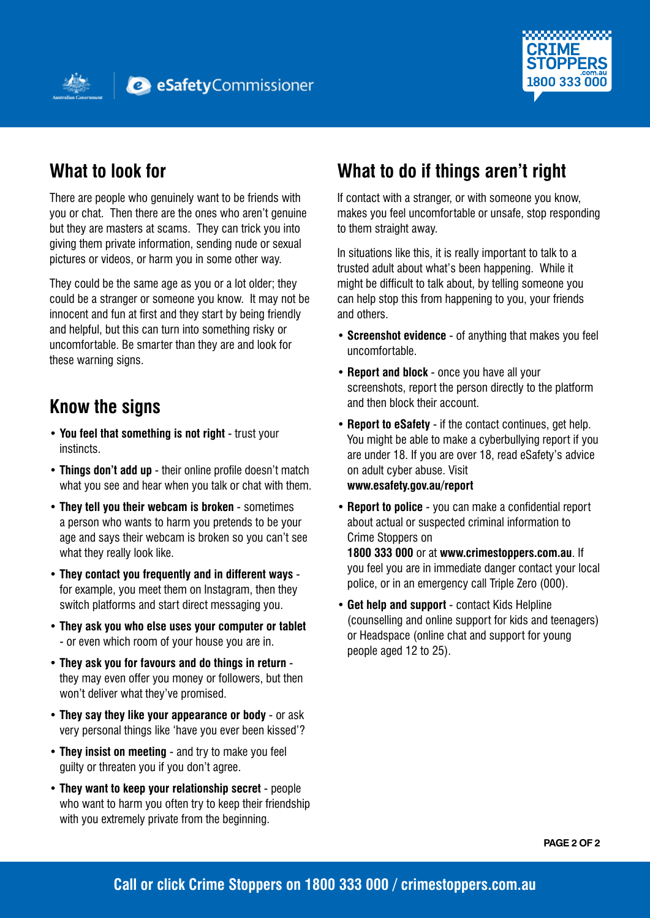## What to look for

There are people who genuinely want to be friends with you or chat. Then there are the ones who aren't genuine but they are masters at scams. They can trick you into giving them private information, sending nude or sexual pictures or videos, or harm you in some other way.

They could be the same age as you or a lot older; they could be a stranger or someone you know. It may not be innocent and fun at first and they start by being friendly and helpful, but this can turn into something risky or uncomfortable. Be smarter than they are and look for these warning signs.

## Know the signs

- **You feel that something is not right** - trust your instincts.
- **Things don't add up** - their online profile doesn't match what you see and hear when you talk or chat with them.
- **They tell you their webcam is broken** - sometimes a person who wants to harm you pretends to be your age and says their webcam is broken so you can't see what they really look like.
- **They contact you frequently and in different ways** - for example, you meet them on Instagram, then they switch platforms and start direct messaging you.
- **They ask you who else uses your computer or tablet** - or even which room of your house you are in.
- **They ask you for favours and do things in return** - they may even offer you money or followers, but then won't deliver what they've promised.
- **They say they like your appearance or body** - or ask very personal things like 'have you ever been kissed'?
- **They insist on meeting** - and try to make you feel guilty or threaten you if you don't agree.
- **They want to keep your relationship secret** - people who want to harm you often try to keep their friendship with you extremely private from the beginning.

## What to do if things aren't right

If contact with a stranger, or with someone you know, makes you feel uncomfortable or unsafe, stop responding to them straight away.

In situations like this, it is really important to talk to a trusted adult about what's been happening. While it might be difficult to talk about, by telling someone you can help stop this from happening to you, your friends and others.

- **Screenshot evidence** - of anything that makes you feel uncomfortable.
- **Report and block** - once you have all your screenshots, report the person directly to the platform and then block their account.
- **Report to eSafety** - if the contact continues, get help. You might be able to make a cyberbullying report if you are under 18. If you are over 18, read eSafety's advice on adult cyber abuse. Visit **www.esafety.gov.au/report**
- **Report to police** - you can make a confidential report about actual or suspected criminal information to Crime Stoppers on **1800 333 000** or at **www.crimestoppers.com.au**. If you feel you are in immediate danger contact your local police, or in an emergency call Triple Zero (000).
- **Get help and support** - contact Kids Helpline (counselling and online support for kids and teenagers) or Headspace (online chat and support for young people aged 12 to 25).

**Call or click Crime Stoppers on 1800 333 000 / crimestoppers.com.au**